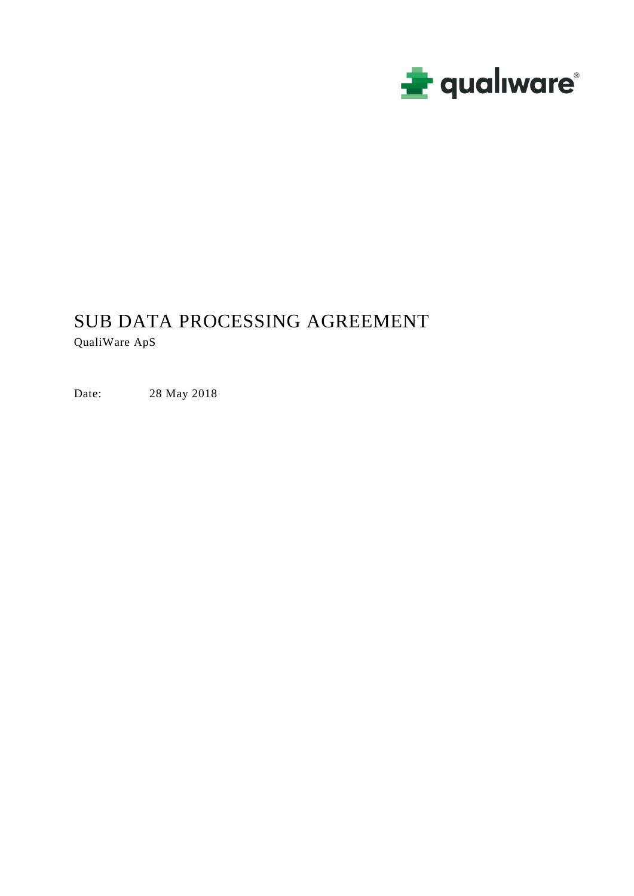qualiware®

# SUB DATA PROCESSING AGREEMENT

QualiWare ApS

Date: 28 May 2018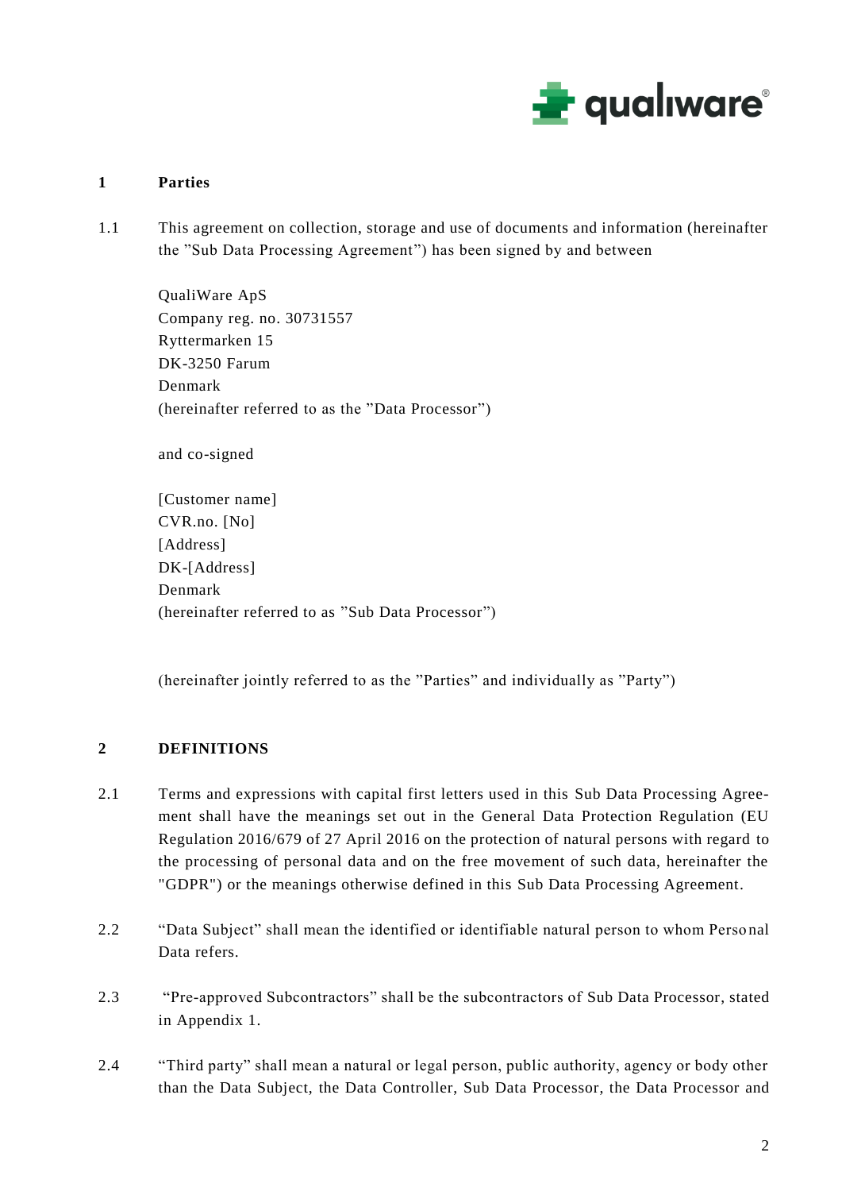## 1 Parties

1.1 This agreement on collection, storage and use of documents and information (hereinafter the ”Sub Data Processing Agreement”) has been signed by and between

QualiWare ApS
Company reg. no. 30731557
Ryttermarken 15
DK-3250 Farum
Denmark
(hereinafter referred to as the ”Data Processor”)

and co-signed

[Customer name]
CVR.no. [No]
[Address]
DK-[Address]
Denmark
(hereinafter referred to as ”Sub Data Processor”)

(hereinafter jointly referred to as the ”Parties” and individually as ”Party”)

## 2 DEFINITIONS

2.1 Terms and expressions with capital first letters used in this Sub Data Processing Agreement shall have the meanings set out in the General Data Protection Regulation (EU Regulation 2016/679 of 27 April 2016 on the protection of natural persons with regard to the processing of personal data and on the free movement of such data, hereinafter the "GDPR") or the meanings otherwise defined in this Sub Data Processing Agreement.

2.2 “Data Subject” shall mean the identified or identifiable natural person to whom Personal Data refers.

2.3 “Pre-approved Subcontractors” shall be the subcontractors of Sub Data Processor, stated in Appendix 1.

2.4 “Third party” shall mean a natural or legal person, public authority, agency or body other than the Data Subject, the Data Controller, Sub Data Processor, the Data Processor and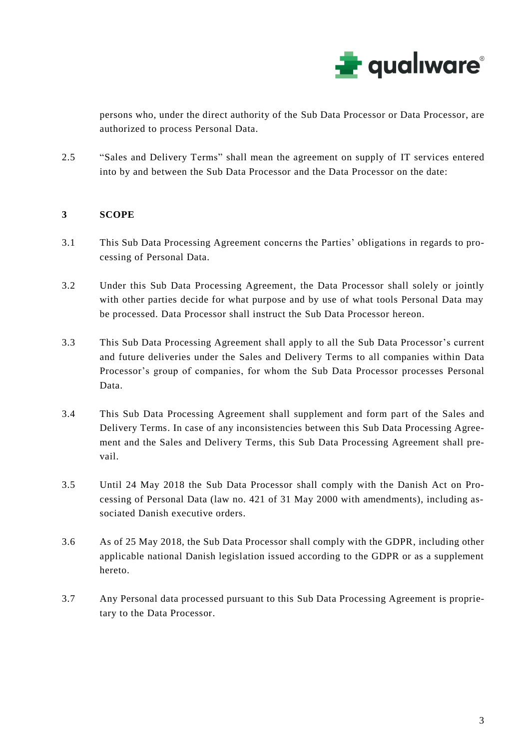persons who, under the direct authority of the Sub Data Processor or Data Processor, are authorized to process Personal Data.

2.5 "Sales and Delivery Terms" shall mean the agreement on supply of IT services entered into by and between the Sub Data Processor and the Data Processor on the date:

## 3 SCOPE

3.1 This Sub Data Processing Agreement concerns the Parties' obligations in regards to processing of Personal Data.

3.2 Under this Sub Data Processing Agreement, the Data Processor shall solely or jointly with other parties decide for what purpose and by use of what tools Personal Data may be processed. Data Processor shall instruct the Sub Data Processor hereon.

3.3 This Sub Data Processing Agreement shall apply to all the Sub Data Processor's current and future deliveries under the Sales and Delivery Terms to all companies within Data Processor's group of companies, for whom the Sub Data Processor processes Personal Data.

3.4 This Sub Data Processing Agreement shall supplement and form part of the Sales and Delivery Terms. In case of any inconsistencies between this Sub Data Processing Agreement and the Sales and Delivery Terms, this Sub Data Processing Agreement shall prevail.

3.5 Until 24 May 2018 the Sub Data Processor shall comply with the Danish Act on Processing of Personal Data (law no. 421 of 31 May 2000 with amendments), including associated Danish executive orders.

3.6 As of 25 May 2018, the Sub Data Processor shall comply with the GDPR, including other applicable national Danish legislation issued according to the GDPR or as a supplement hereto.

3.7 Any Personal data processed pursuant to this Sub Data Processing Agreement is proprietary to the Data Processor.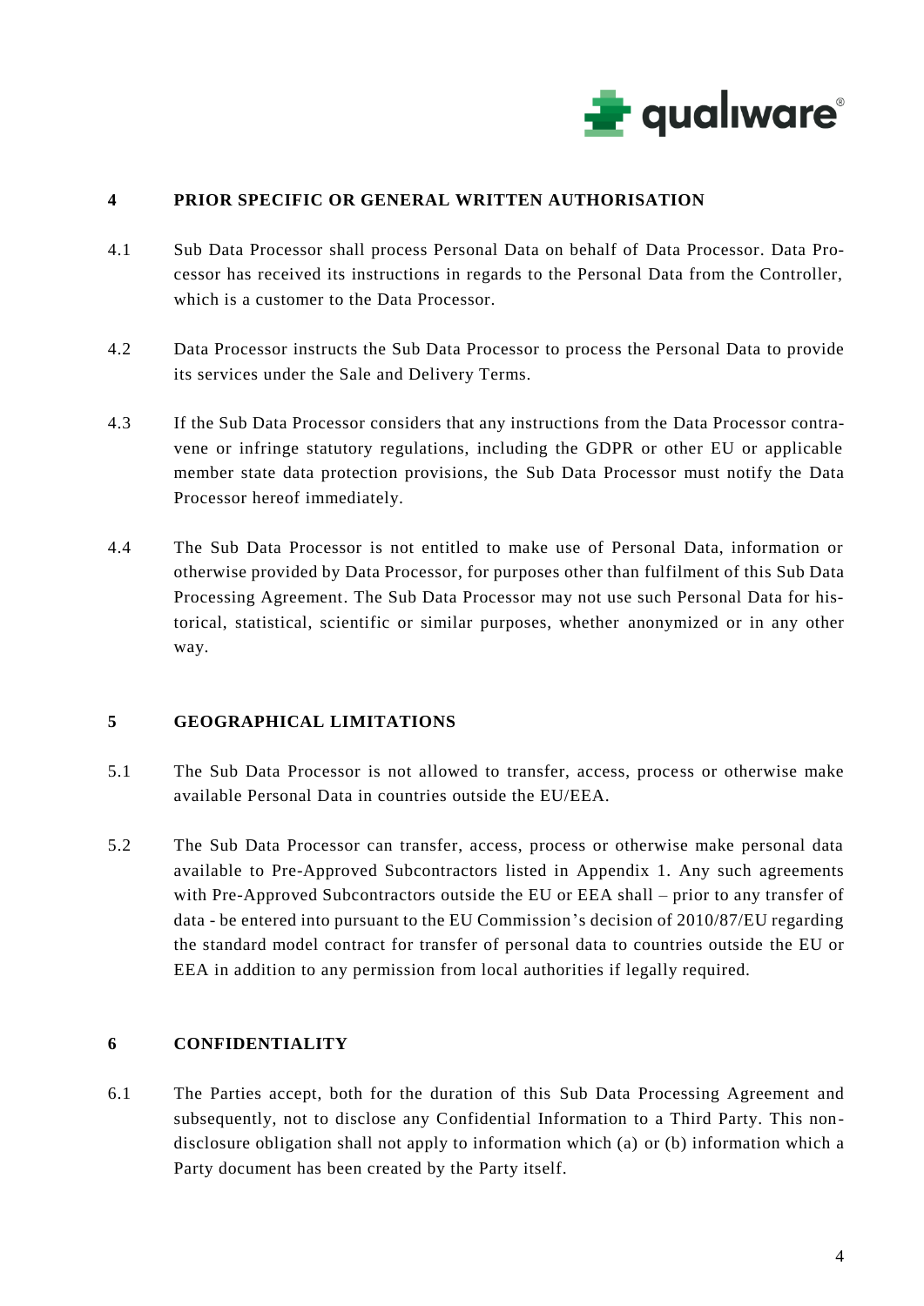## 4 PRIOR SPECIFIC OR GENERAL WRITTEN AUTHORISATION

4.1 Sub Data Processor shall process Personal Data on behalf of Data Processor. Data Processor has received its instructions in regards to the Personal Data from the Controller, which is a customer to the Data Processor.

4.2 Data Processor instructs the Sub Data Processor to process the Personal Data to provide its services under the Sale and Delivery Terms.

4.3 If the Sub Data Processor considers that any instructions from the Data Processor contravene or infringe statutory regulations, including the GDPR or other EU or applicable member state data protection provisions, the Sub Data Processor must notify the Data Processor hereof immediately.

4.4 The Sub Data Processor is not entitled to make use of Personal Data, information or otherwise provided by Data Processor, for purposes other than fulfilment of this Sub Data Processing Agreement. The Sub Data Processor may not use such Personal Data for historical, statistical, scientific or similar purposes, whether anonymized or in any other way.

## 5 GEOGRAPHICAL LIMITATIONS

5.1 The Sub Data Processor is not allowed to transfer, access, process or otherwise make available Personal Data in countries outside the EU/EEA.

5.2 The Sub Data Processor can transfer, access, process or otherwise make personal data available to Pre-Approved Subcontractors listed in Appendix 1. Any such agreements with Pre-Approved Subcontractors outside the EU or EEA shall – prior to any transfer of data - be entered into pursuant to the EU Commission's decision of 2010/87/EU regarding the standard model contract for transfer of personal data to countries outside the EU or EEA in addition to any permission from local authorities if legally required.

## 6 CONFIDENTIALITY

6.1 The Parties accept, both for the duration of this Sub Data Processing Agreement and subsequently, not to disclose any Confidential Information to a Third Party. This non-disclosure obligation shall not apply to information which (a) or (b) information which a Party document has been created by the Party itself.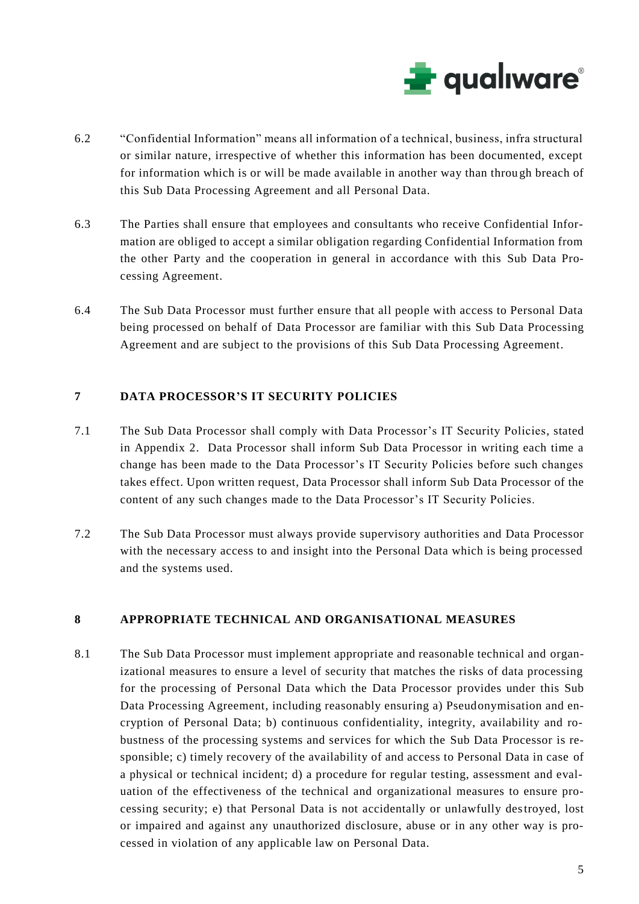6.2 "Confidential Information" means all information of a technical, business, infra structural or similar nature, irrespective of whether this information has been documented, except for information which is or will be made available in another way than through breach of this Sub Data Processing Agreement and all Personal Data.

6.3 The Parties shall ensure that employees and consultants who receive Confidential Information are obliged to accept a similar obligation regarding Confidential Information from the other Party and the cooperation in general in accordance with this Sub Data Processing Agreement.

6.4 The Sub Data Processor must further ensure that all people with access to Personal Data being processed on behalf of Data Processor are familiar with this Sub Data Processing Agreement and are subject to the provisions of this Sub Data Processing Agreement.

## 7 DATA PROCESSOR'S IT SECURITY POLICIES

7.1 The Sub Data Processor shall comply with Data Processor's IT Security Policies, stated in Appendix 2. Data Processor shall inform Sub Data Processor in writing each time a change has been made to the Data Processor's IT Security Policies before such changes takes effect. Upon written request, Data Processor shall inform Sub Data Processor of the content of any such changes made to the Data Processor's IT Security Policies.

7.2 The Sub Data Processor must always provide supervisory authorities and Data Processor with the necessary access to and insight into the Personal Data which is being processed and the systems used.

## 8 APPROPRIATE TECHNICAL AND ORGANISATIONAL MEASURES

8.1 The Sub Data Processor must implement appropriate and reasonable technical and organizational measures to ensure a level of security that matches the risks of data processing for the processing of Personal Data which the Data Processor provides under this Sub Data Processing Agreement, including reasonably ensuring a) Pseudonymisation and encryption of Personal Data; b) continuous confidentiality, integrity, availability and robustness of the processing systems and services for which the Sub Data Processor is responsible; c) timely recovery of the availability of and access to Personal Data in case of a physical or technical incident; d) a procedure for regular testing, assessment and evaluation of the effectiveness of the technical and organizational measures to ensure processing security; e) that Personal Data is not accidentally or unlawfully destroyed, lost or impaired and against any unauthorized disclosure, abuse or in any other way is processed in violation of any applicable law on Personal Data.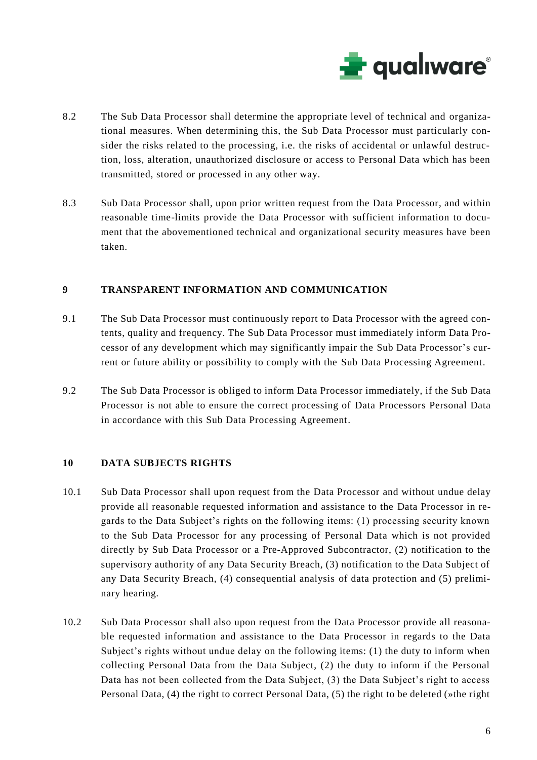8.2 The Sub Data Processor shall determine the appropriate level of technical and organizational measures. When determining this, the Sub Data Processor must particularly consider the risks related to the processing, i.e. the risks of accidental or unlawful destruction, loss, alteration, unauthorized disclosure or access to Personal Data which has been transmitted, stored or processed in any other way.

8.3 Sub Data Processor shall, upon prior written request from the Data Processor, and within reasonable time-limits provide the Data Processor with sufficient information to document that the abovementioned technical and organizational security measures have been taken.

## 9 TRANSPARENT INFORMATION AND COMMUNICATION

9.1 The Sub Data Processor must continuously report to Data Processor with the agreed contents, quality and frequency. The Sub Data Processor must immediately inform Data Processor of any development which may significantly impair the Sub Data Processor's current or future ability or possibility to comply with the Sub Data Processing Agreement.

9.2 The Sub Data Processor is obliged to inform Data Processor immediately, if the Sub Data Processor is not able to ensure the correct processing of Data Processors Personal Data in accordance with this Sub Data Processing Agreement.

## 10 DATA SUBJECTS RIGHTS

10.1 Sub Data Processor shall upon request from the Data Processor and without undue delay provide all reasonable requested information and assistance to the Data Processor in regards to the Data Subject's rights on the following items: (1) processing security known to the Sub Data Processor for any processing of Personal Data which is not provided directly by Sub Data Processor or a Pre-Approved Subcontractor, (2) notification to the supervisory authority of any Data Security Breach, (3) notification to the Data Subject of any Data Security Breach, (4) consequential analysis of data protection and (5) preliminary hearing.

10.2 Sub Data Processor shall also upon request from the Data Processor provide all reasonable requested information and assistance to the Data Processor in regards to the Data Subject's rights without undue delay on the following items: (1) the duty to inform when collecting Personal Data from the Data Subject, (2) the duty to inform if the Personal Data has not been collected from the Data Subject, (3) the Data Subject's right to access Personal Data, (4) the right to correct Personal Data, (5) the right to be deleted (»the right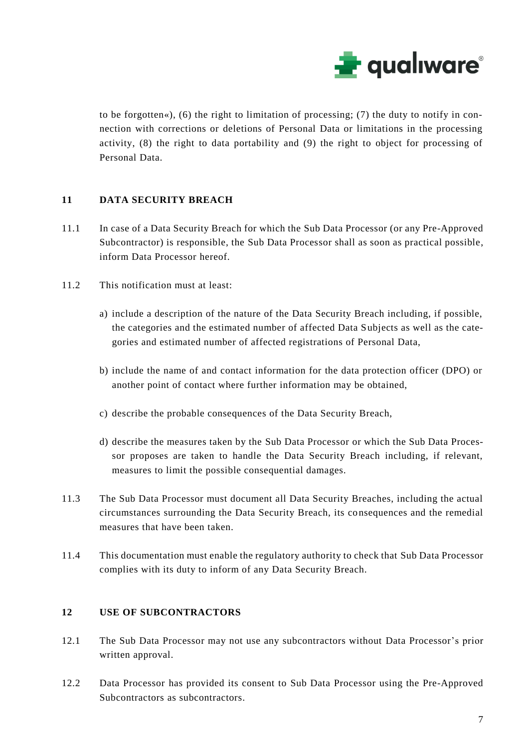to be forgotten«), (6) the right to limitation of processing; (7) the duty to notify in connection with corrections or deletions of Personal Data or limitations in the processing activity, (8) the right to data portability and (9) the right to object for processing of Personal Data.

## 11 DATA SECURITY BREACH

11.1 In case of a Data Security Breach for which the Sub Data Processor (or any Pre-Approved Subcontractor) is responsible, the Sub Data Processor shall as soon as practical possible, inform Data Processor hereof.

11.2 This notification must at least:

a) include a description of the nature of the Data Security Breach including, if possible, the categories and the estimated number of affected Data Subjects as well as the categories and estimated number of affected registrations of Personal Data,

b) include the name of and contact information for the data protection officer (DPO) or another point of contact where further information may be obtained,

c) describe the probable consequences of the Data Security Breach,

d) describe the measures taken by the Sub Data Processor or which the Sub Data Processor proposes are taken to handle the Data Security Breach including, if relevant, measures to limit the possible consequential damages.

11.3 The Sub Data Processor must document all Data Security Breaches, including the actual circumstances surrounding the Data Security Breach, its consequences and the remedial measures that have been taken.

11.4 This documentation must enable the regulatory authority to check that Sub Data Processor complies with its duty to inform of any Data Security Breach.

## 12 USE OF SUBCONTRACTORS

12.1 The Sub Data Processor may not use any subcontractors without Data Processor's prior written approval.

12.2 Data Processor has provided its consent to Sub Data Processor using the Pre-Approved Subcontractors as subcontractors.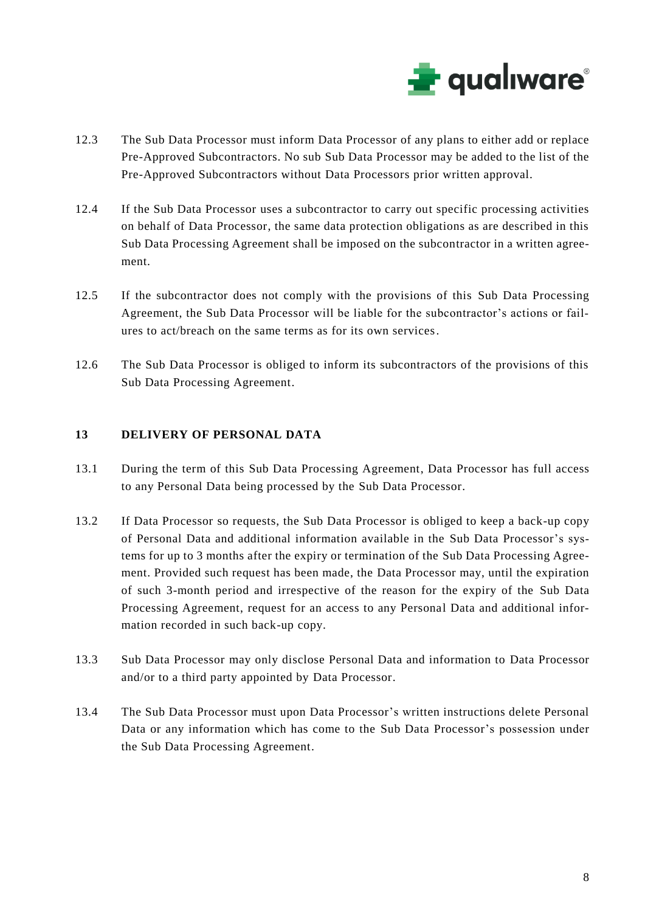12.3 The Sub Data Processor must inform Data Processor of any plans to either add or replace Pre-Approved Subcontractors. No sub Sub Data Processor may be added to the list of the Pre-Approved Subcontractors without Data Processors prior written approval.

12.4 If the Sub Data Processor uses a subcontractor to carry out specific processing activities on behalf of Data Processor, the same data protection obligations as are described in this Sub Data Processing Agreement shall be imposed on the subcontractor in a written agreement.

12.5 If the subcontractor does not comply with the provisions of this Sub Data Processing Agreement, the Sub Data Processor will be liable for the subcontractor's actions or failures to act/breach on the same terms as for its own services.

12.6 The Sub Data Processor is obliged to inform its subcontractors of the provisions of this Sub Data Processing Agreement.

## 13 DELIVERY OF PERSONAL DATA

13.1 During the term of this Sub Data Processing Agreement, Data Processor has full access to any Personal Data being processed by the Sub Data Processor.

13.2 If Data Processor so requests, the Sub Data Processor is obliged to keep a back-up copy of Personal Data and additional information available in the Sub Data Processor's systems for up to 3 months after the expiry or termination of the Sub Data Processing Agreement. Provided such request has been made, the Data Processor may, until the expiration of such 3-month period and irrespective of the reason for the expiry of the Sub Data Processing Agreement, request for an access to any Personal Data and additional information recorded in such back-up copy.

13.3 Sub Data Processor may only disclose Personal Data and information to Data Processor and/or to a third party appointed by Data Processor.

13.4 The Sub Data Processor must upon Data Processor's written instructions delete Personal Data or any information which has come to the Sub Data Processor's possession under the Sub Data Processing Agreement.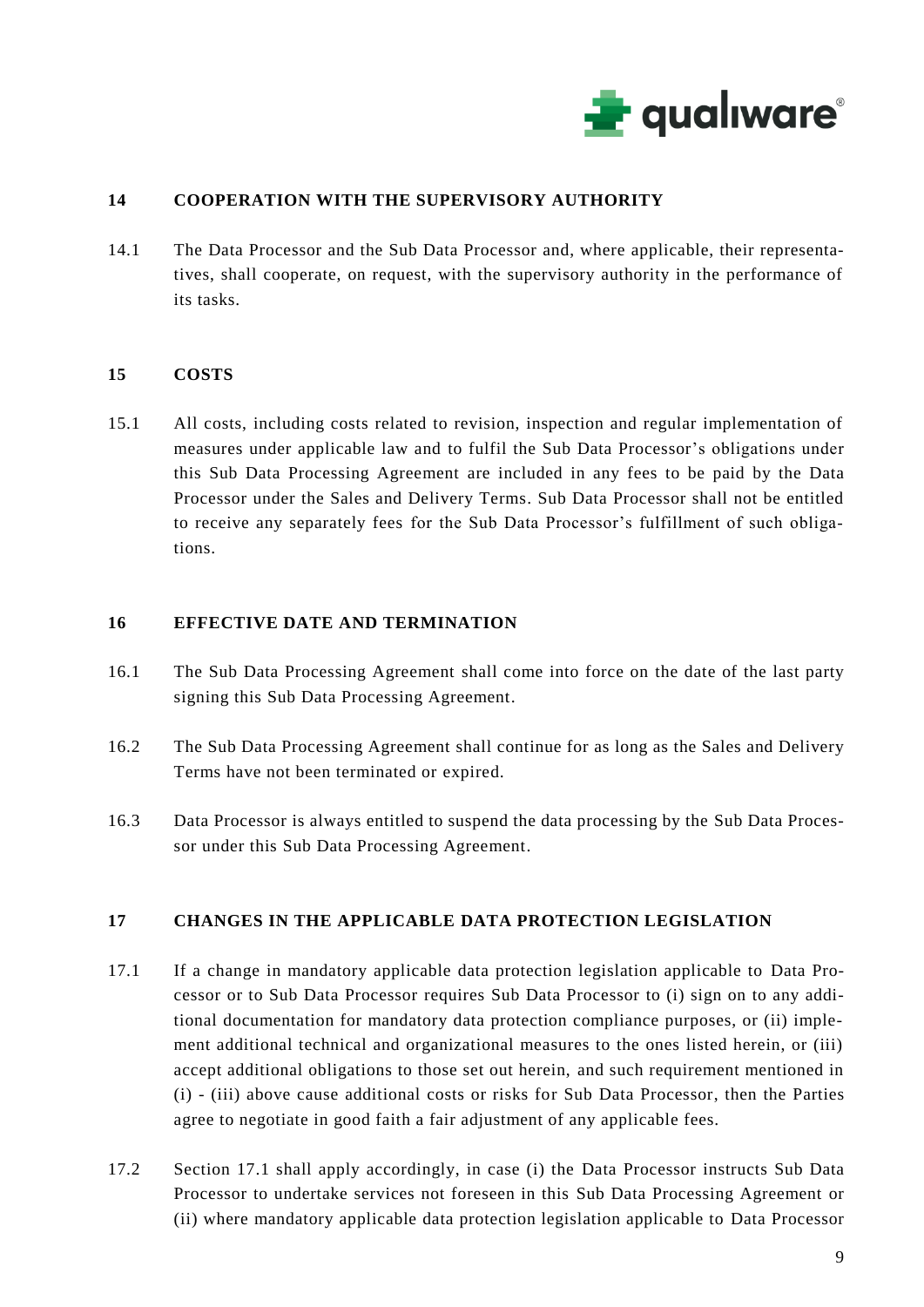## 14 COOPERATION WITH THE SUPERVISORY AUTHORITY

14.1 The Data Processor and the Sub Data Processor and, where applicable, their representatives, shall cooperate, on request, with the supervisory authority in the performance of its tasks.

## 15 COSTS

15.1 All costs, including costs related to revision, inspection and regular implementation of measures under applicable law and to fulfil the Sub Data Processor's obligations under this Sub Data Processing Agreement are included in any fees to be paid by the Data Processor under the Sales and Delivery Terms. Sub Data Processor shall not be entitled to receive any separately fees for the Sub Data Processor's fulfillment of such obligations.

## 16 EFFECTIVE DATE AND TERMINATION

16.1 The Sub Data Processing Agreement shall come into force on the date of the last party signing this Sub Data Processing Agreement.

16.2 The Sub Data Processing Agreement shall continue for as long as the Sales and Delivery Terms have not been terminated or expired.

16.3 Data Processor is always entitled to suspend the data processing by the Sub Data Processor under this Sub Data Processing Agreement.

## 17 CHANGES IN THE APPLICABLE DATA PROTECTION LEGISLATION

17.1 If a change in mandatory applicable data protection legislation applicable to Data Processor or to Sub Data Processor requires Sub Data Processor to (i) sign on to any additional documentation for mandatory data protection compliance purposes, or (ii) implement additional technical and organizational measures to the ones listed herein, or (iii) accept additional obligations to those set out herein, and such requirement mentioned in (i) - (iii) above cause additional costs or risks for Sub Data Processor, then the Parties agree to negotiate in good faith a fair adjustment of any applicable fees.

17.2 Section 17.1 shall apply accordingly, in case (i) the Data Processor instructs Sub Data Processor to undertake services not foreseen in this Sub Data Processing Agreement or (ii) where mandatory applicable data protection legislation applicable to Data Processor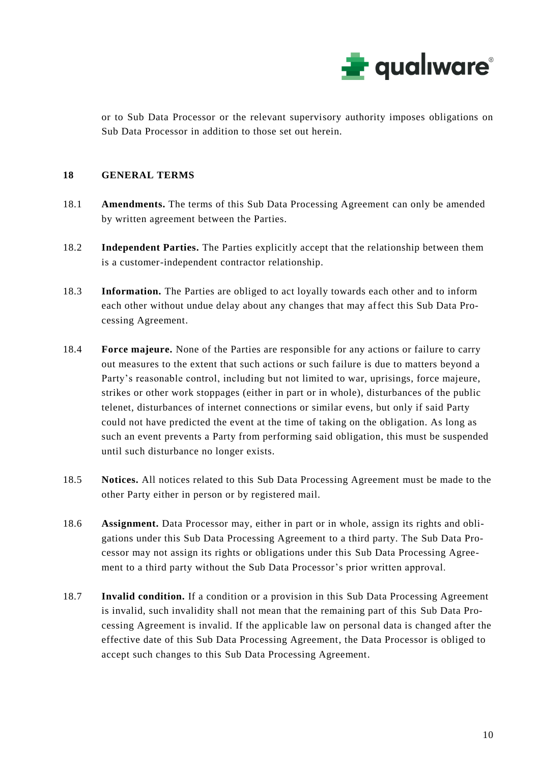or to Sub Data Processor or the relevant supervisory authority imposes obligations on Sub Data Processor in addition to those set out herein.

## 18 GENERAL TERMS

18.1 **Amendments.** The terms of this Sub Data Processing Agreement can only be amended by written agreement between the Parties.

18.2 **Independent Parties.** The Parties explicitly accept that the relationship between them is a customer-independent contractor relationship.

18.3 **Information.** The Parties are obliged to act loyally towards each other and to inform each other without undue delay about any changes that may affect this Sub Data Processing Agreement.

18.4 **Force majeure.** None of the Parties are responsible for any actions or failure to carry out measures to the extent that such actions or such failure is due to matters beyond a Party's reasonable control, including but not limited to war, uprisings, force majeure, strikes or other work stoppages (either in part or in whole), disturbances of the public telenet, disturbances of internet connections or similar evens, but only if said Party could not have predicted the event at the time of taking on the obligation. As long as such an event prevents a Party from performing said obligation, this must be suspended until such disturbance no longer exists.

18.5 **Notices.** All notices related to this Sub Data Processing Agreement must be made to the other Party either in person or by registered mail.

18.6 **Assignment.** Data Processor may, either in part or in whole, assign its rights and obligations under this Sub Data Processing Agreement to a third party. The Sub Data Processor may not assign its rights or obligations under this Sub Data Processing Agreement to a third party without the Sub Data Processor's prior written approval.

18.7 **Invalid condition.** If a condition or a provision in this Sub Data Processing Agreement is invalid, such invalidity shall not mean that the remaining part of this Sub Data Processing Agreement is invalid. If the applicable law on personal data is changed after the effective date of this Sub Data Processing Agreement, the Data Processor is obliged to accept such changes to this Sub Data Processing Agreement.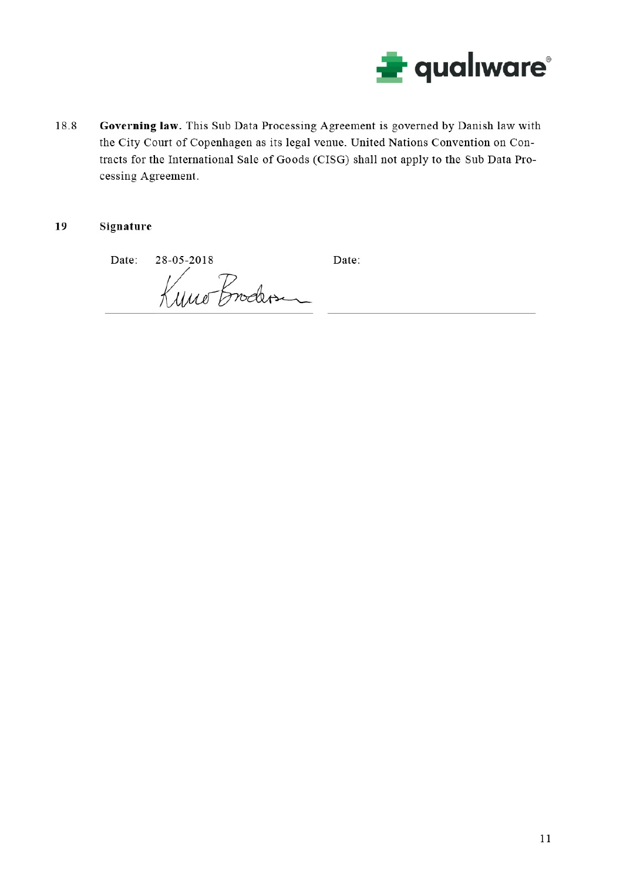18.8 **Governing law.** This Sub Data Processing Agreement is governed by Danish law with the City Court of Copenhagen as its legal venue. United Nations Convention on Contracts for the International Sale of Goods (CISG) shall not apply to the Sub Data Processing Agreement.

## 19 Signature

| Date: 28-05-2018 | Date: |
|---|---|
| Kure Brodersen | |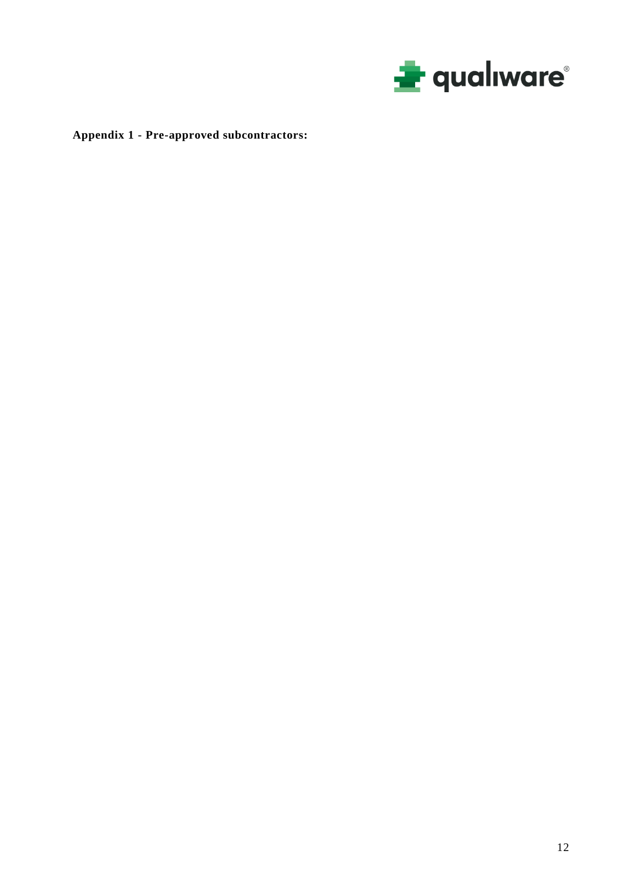**Appendix 1 - Pre-approved subcontractors:**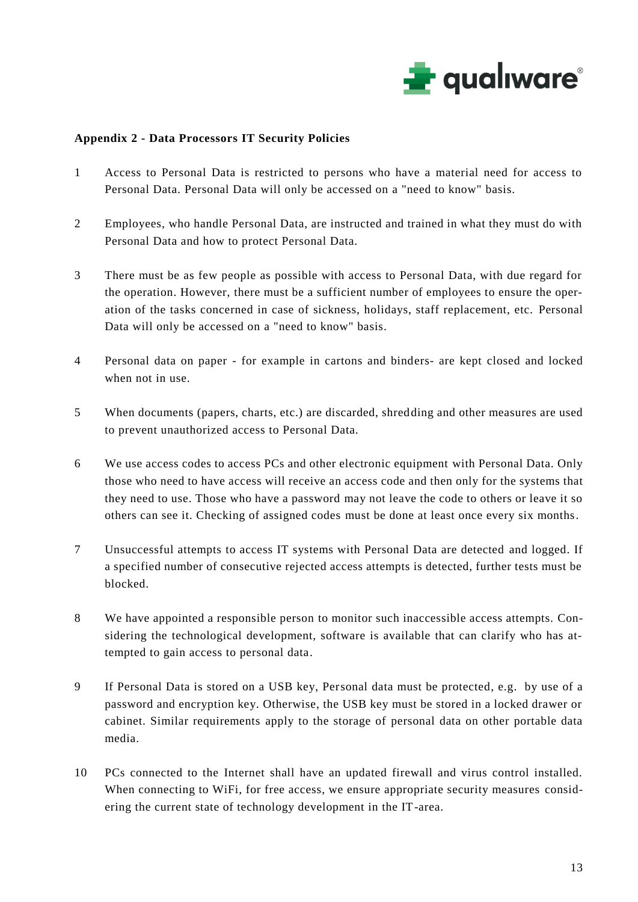## Appendix 2 - Data Processors IT Security Policies

1. Access to Personal Data is restricted to persons who have a material need for access to Personal Data. Personal Data will only be accessed on a "need to know" basis.

2. Employees, who handle Personal Data, are instructed and trained in what they must do with Personal Data and how to protect Personal Data.

3. There must be as few people as possible with access to Personal Data, with due regard for the operation. However, there must be a sufficient number of employees to ensure the operation of the tasks concerned in case of sickness, holidays, staff replacement, etc. Personal Data will only be accessed on a "need to know" basis.

4. Personal data on paper - for example in cartons and binders- are kept closed and locked when not in use.

5. When documents (papers, charts, etc.) are discarded, shredding and other measures are used to prevent unauthorized access to Personal Data.

6. We use access codes to access PCs and other electronic equipment with Personal Data. Only those who need to have access will receive an access code and then only for the systems that they need to use. Those who have a password may not leave the code to others or leave it so others can see it. Checking of assigned codes must be done at least once every six months.

7. Unsuccessful attempts to access IT systems with Personal Data are detected and logged. If a specified number of consecutive rejected access attempts is detected, further tests must be blocked.

8. We have appointed a responsible person to monitor such inaccessible access attempts. Considering the technological development, software is available that can clarify who has attempted to gain access to personal data.

9. If Personal Data is stored on a USB key, Personal data must be protected, e.g. by use of a password and encryption key. Otherwise, the USB key must be stored in a locked drawer or cabinet. Similar requirements apply to the storage of personal data on other portable data media.

10. PCs connected to the Internet shall have an updated firewall and virus control installed. When connecting to WiFi, for free access, we ensure appropriate security measures considering the current state of technology development in the IT-area.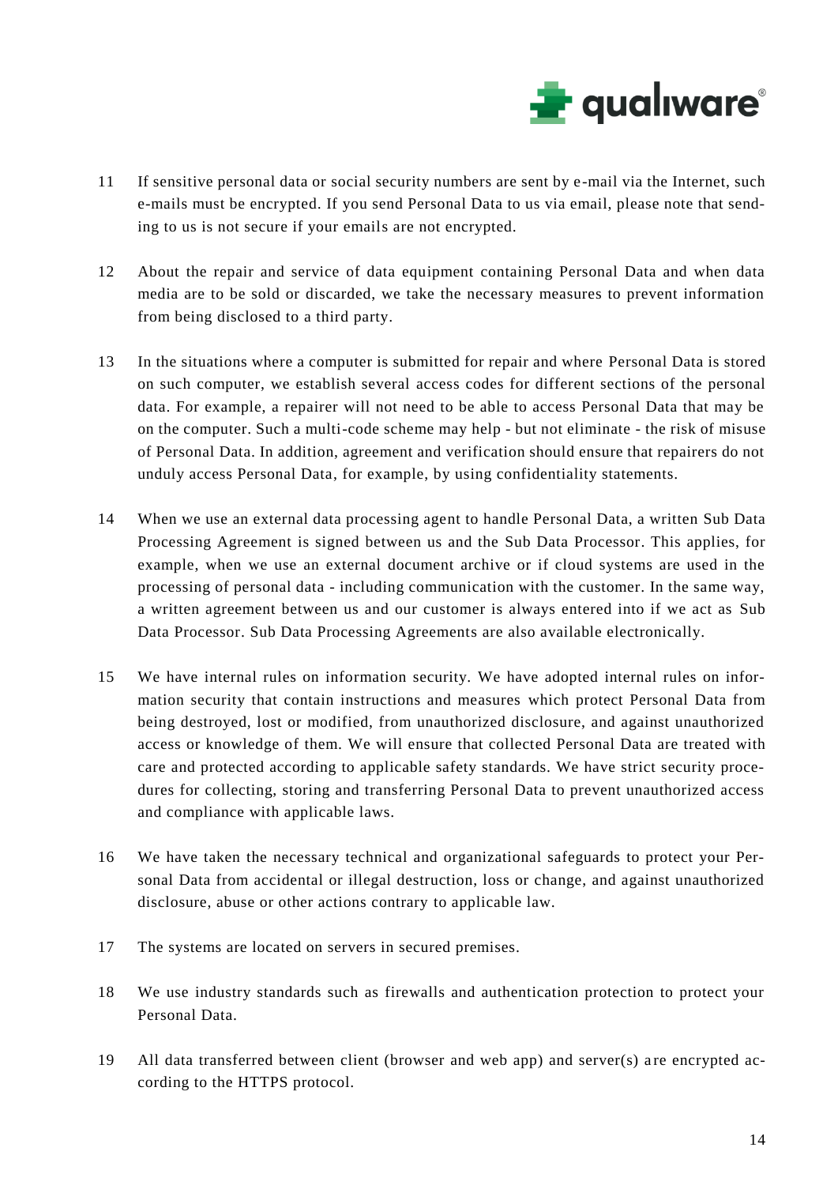11 If sensitive personal data or social security numbers are sent by e-mail via the Internet, such e-mails must be encrypted. If you send Personal Data to us via email, please note that sending to us is not secure if your emails are not encrypted.

12 About the repair and service of data equipment containing Personal Data and when data media are to be sold or discarded, we take the necessary measures to prevent information from being disclosed to a third party.

13 In the situations where a computer is submitted for repair and where Personal Data is stored on such computer, we establish several access codes for different sections of the personal data. For example, a repairer will not need to be able to access Personal Data that may be on the computer. Such a multi-code scheme may help - but not eliminate - the risk of misuse of Personal Data. In addition, agreement and verification should ensure that repairers do not unduly access Personal Data, for example, by using confidentiality statements.

14 When we use an external data processing agent to handle Personal Data, a written Sub Data Processing Agreement is signed between us and the Sub Data Processor. This applies, for example, when we use an external document archive or if cloud systems are used in the processing of personal data - including communication with the customer. In the same way, a written agreement between us and our customer is always entered into if we act as Sub Data Processor. Sub Data Processing Agreements are also available electronically.

15 We have internal rules on information security. We have adopted internal rules on information security that contain instructions and measures which protect Personal Data from being destroyed, lost or modified, from unauthorized disclosure, and against unauthorized access or knowledge of them. We will ensure that collected Personal Data are treated with care and protected according to applicable safety standards. We have strict security procedures for collecting, storing and transferring Personal Data to prevent unauthorized access and compliance with applicable laws.

16 We have taken the necessary technical and organizational safeguards to protect your Personal Data from accidental or illegal destruction, loss or change, and against unauthorized disclosure, abuse or other actions contrary to applicable law.

17 The systems are located on servers in secured premises.

18 We use industry standards such as firewalls and authentication protection to protect your Personal Data.

19 All data transferred between client (browser and web app) and server(s) are encrypted according to the HTTPS protocol.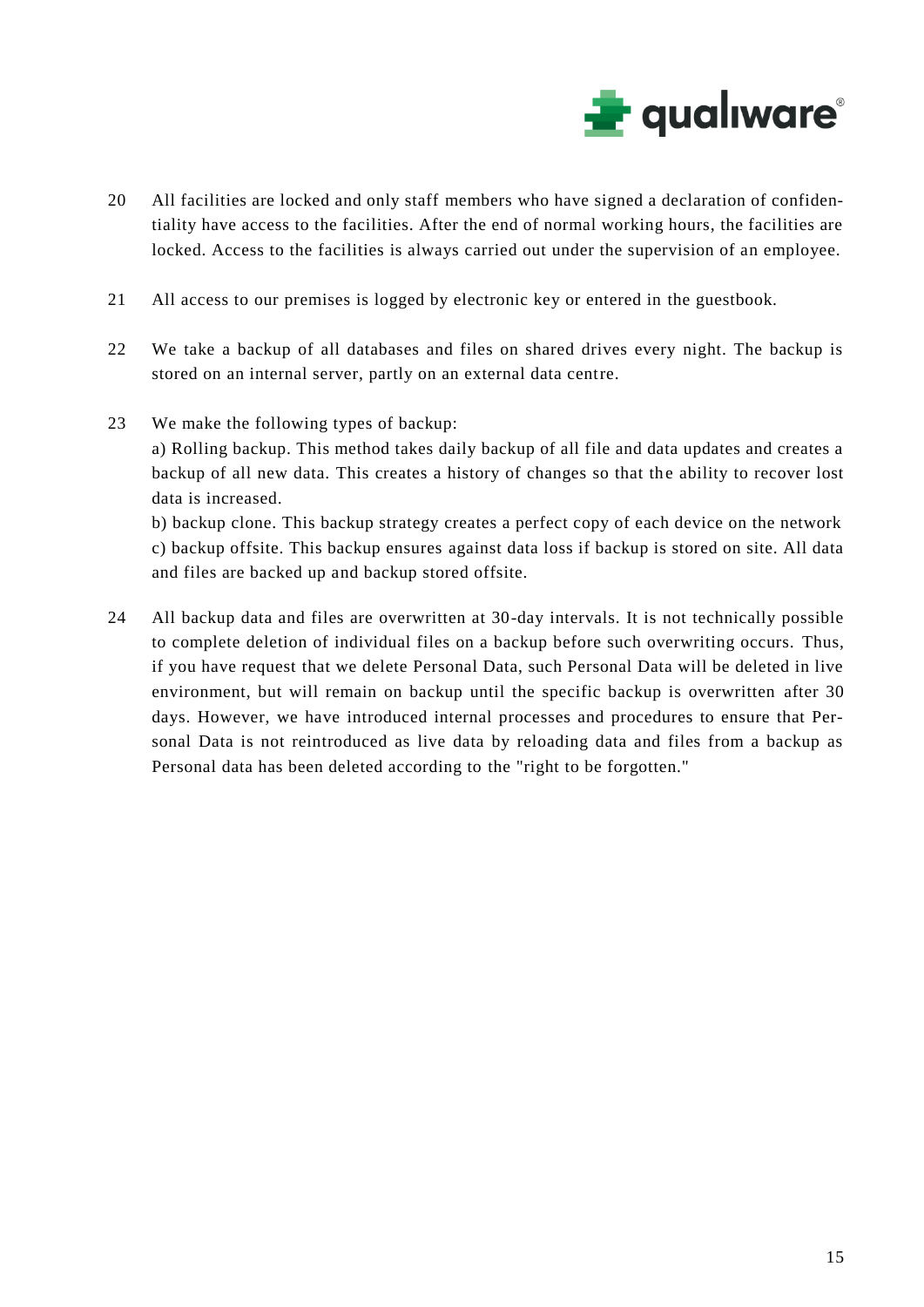20 All facilities are locked and only staff members who have signed a declaration of confidentiality have access to the facilities. After the end of normal working hours, the facilities are locked. Access to the facilities is always carried out under the supervision of an employee.

21 All access to our premises is logged by electronic key or entered in the guestbook.

22 We take a backup of all databases and files on shared drives every night. The backup is stored on an internal server, partly on an external data centre.

23 We make the following types of backup:
a) Rolling backup. This method takes daily backup of all file and data updates and creates a backup of all new data. This creates a history of changes so that the ability to recover lost data is increased.
b) backup clone. This backup strategy creates a perfect copy of each device on the network
c) backup offsite. This backup ensures against data loss if backup is stored on site. All data and files are backed up and backup stored offsite.

24 All backup data and files are overwritten at 30-day intervals. It is not technically possible to complete deletion of individual files on a backup before such overwriting occurs. Thus, if you have request that we delete Personal Data, such Personal Data will be deleted in live environment, but will remain on backup until the specific backup is overwritten after 30 days. However, we have introduced internal processes and procedures to ensure that Personal Data is not reintroduced as live data by reloading data and files from a backup as Personal data has been deleted according to the "right to be forgotten."